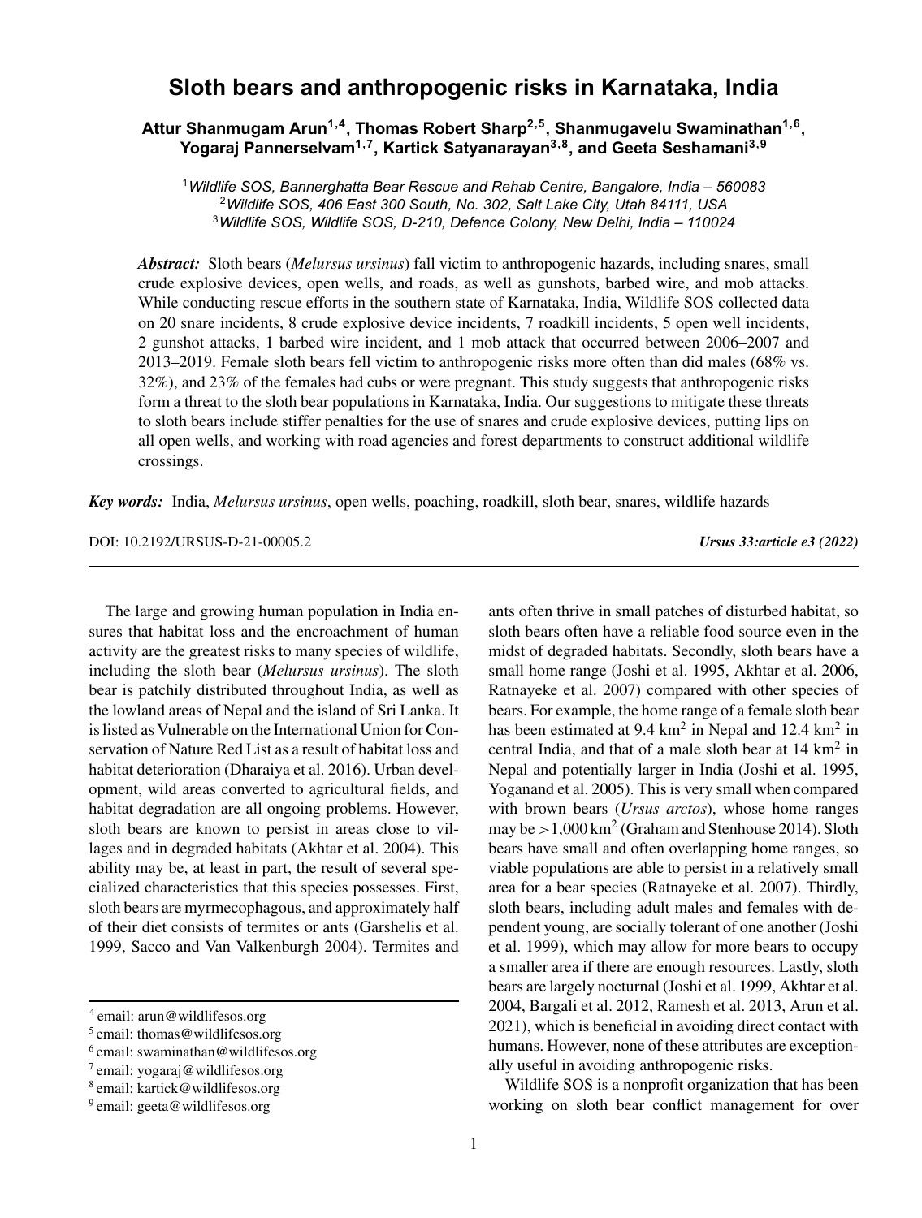# Sloth bears and anthropogenic risks in Karnataka, India

**Attur Shanmugam Arun[1,4], Thomas Robert Sharp[2,5], Shanmugavelu Swaminathan[1,6], Yogaraj Pannerselvam[1,7], Kartick Satyanarayan[3,8], and Geeta Seshamani[3,9]**

[1]*Wildlife SOS, Bannerghatta Bear Rescue and Rehab Centre, Bangalore, India – 560083*
[2]*Wildlife SOS, 406 East 300 South, No. 302, Salt Lake City, Utah 84111, USA*
[3]*Wildlife SOS, Wildlife SOS, D-210, Defence Colony, New Delhi, India – 110024*

***Abstract:*** Sloth bears (*Melursus ursinus*) fall victim to anthropogenic hazards, including snares, small crude explosive devices, open wells, and roads, as well as gunshots, barbed wire, and mob attacks. While conducting rescue efforts in the southern state of Karnataka, India, Wildlife SOS collected data on 20 snare incidents, 8 crude explosive device incidents, 7 roadkill incidents, 5 open well incidents, 2 gunshot attacks, 1 barbed wire incident, and 1 mob attack that occurred between 2006–2007 and 2013–2019. Female sloth bears fell victim to anthropogenic risks more often than did males (68% vs. 32%), and 23% of the females had cubs or were pregnant. This study suggests that anthropogenic risks form a threat to the sloth bear populations in Karnataka, India. Our suggestions to mitigate these threats to sloth bears include stiffer penalties for the use of snares and crude explosive devices, putting lips on all open wells, and working with road agencies and forest departments to construct additional wildlife crossings.

***Key words:*** India, *Melursus ursinus*, open wells, poaching, roadkill, sloth bear, snares, wildlife hazards

DOI: 10.2192/URSUS-D-21-00005.2 *Ursus 33:article e3 (2022)*

The large and growing human population in India ensures that habitat loss and the encroachment of human activity are the greatest risks to many species of wildlife, including the sloth bear (*Melursus ursinus*). The sloth bear is patchily distributed throughout India, as well as the lowland areas of Nepal and the island of Sri Lanka. It is listed as Vulnerable on the International Union for Conservation of Nature Red List as a result of habitat loss and habitat deterioration (Dharaiya et al. 2016). Urban development, wild areas converted to agricultural fields, and habitat degradation are all ongoing problems. However, sloth bears are known to persist in areas close to villages and in degraded habitats (Akhtar et al. 2004). This ability may be, at least in part, the result of several specialized characteristics that this species possesses. First, sloth bears are myrmecophagous, and approximately half of their diet consists of termites or ants (Garshelis et al. 1999, Sacco and Van Valkenburgh 2004). Termites and ants often thrive in small patches of disturbed habitat, so sloth bears often have a reliable food source even in the midst of degraded habitats. Secondly, sloth bears have a small home range (Joshi et al. 1995, Akhtar et al. 2006, Ratnayeke et al. 2007) compared with other species of bears. For example, the home range of a female sloth bear has been estimated at 9.4 km$^2$ in Nepal and 12.4 km$^2$ in central India, and that of a male sloth bear at 14 km$^2$ in Nepal and potentially larger in India (Joshi et al. 1995, Yoganand et al. 2005). This is very small when compared with brown bears (*Ursus arctos*), whose home ranges may be >1,000 km$^2$ (Graham and Stenhouse 2014). Sloth bears have small and often overlapping home ranges, so viable populations are able to persist in a relatively small area for a bear species (Ratnayeke et al. 2007). Thirdly, sloth bears, including adult males and females with dependent young, are socially tolerant of one another (Joshi et al. 1999), which may allow for more bears to occupy a smaller area if there are enough resources. Lastly, sloth bears are largely nocturnal (Joshi et al. 1999, Akhtar et al. 2004, Bargali et al. 2012, Ramesh et al. 2013, Arun et al. 2021), which is beneficial in avoiding direct contact with humans. However, none of these attributes are exceptionally useful in avoiding anthropogenic risks.

Wildlife SOS is a nonprofit organization that has been working on sloth bear conflict management for over

[4] email: arun@wildlifesos.org
[5] email: thomas@wildlifesos.org
[6] email: swaminathan@wildlifesos.org
[7] email: yogaraj@wildlifesos.org
[8] email: kartick@wildlifesos.org
[9] email: geeta@wildlifesos.org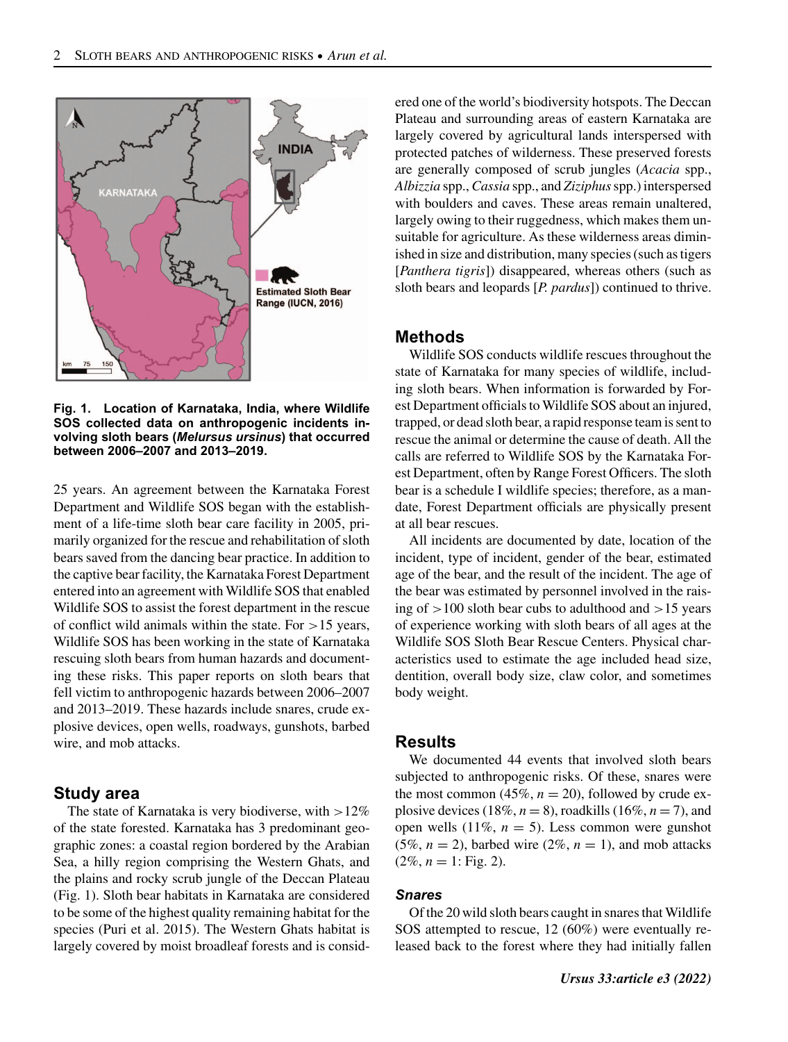Fig. 1. Location of Karnataka, India, where Wildlife SOS collected data on anthropogenic incidents involving sloth bears (*Melursus ursinus*) that occurred between 2006–2007 and 2013–2019.

25 years. An agreement between the Karnataka Forest Department and Wildlife SOS began with the establishment of a life-time sloth bear care facility in 2005, primarily organized for the rescue and rehabilitation of sloth bears saved from the dancing bear practice. In addition to the captive bear facility, the Karnataka Forest Department entered into an agreement with Wildlife SOS that enabled Wildlife SOS to assist the forest department in the rescue of conflict wild animals within the state. For >15 years, Wildlife SOS has been working in the state of Karnataka rescuing sloth bears from human hazards and documenting these risks. This paper reports on sloth bears that fell victim to anthropogenic hazards between 2006–2007 and 2013–2019. These hazards include snares, crude explosive devices, open wells, roadways, gunshots, barbed wire, and mob attacks.

## Study area

The state of Karnataka is very biodiverse, with >12% of the state forested. Karnataka has 3 predominant geographic zones: a coastal region bordered by the Arabian Sea, a hilly region comprising the Western Ghats, and the plains and rocky scrub jungle of the Deccan Plateau (Fig. 1). Sloth bear habitats in Karnataka are considered to be some of the highest quality remaining habitat for the species (Puri et al. 2015). The Western Ghats habitat is largely covered by moist broadleaf forests and is considered one of the world's biodiversity hotspots. The Deccan Plateau and surrounding areas of eastern Karnataka are largely covered by agricultural lands interspersed with protected patches of wilderness. These preserved forests are generally composed of scrub jungles (*Acacia* spp., *Albizzia* spp., *Cassia* spp., and *Ziziphus* spp.) interspersed with boulders and caves. These areas remain unaltered, largely owing to their ruggedness, which makes them unsuitable for agriculture. As these wilderness areas diminished in size and distribution, many species (such as tigers [*Panthera tigris*]) disappeared, whereas others (such as sloth bears and leopards [*P. pardus*]) continued to thrive.

## Methods

Wildlife SOS conducts wildlife rescues throughout the state of Karnataka for many species of wildlife, including sloth bears. When information is forwarded by Forest Department officials to Wildlife SOS about an injured, trapped, or dead sloth bear, a rapid response team is sent to rescue the animal or determine the cause of death. All the calls are referred to Wildlife SOS by the Karnataka Forest Department, often by Range Forest Officers. The sloth bear is a schedule I wildlife species; therefore, as a mandate, Forest Department officials are physically present at all bear rescues.

All incidents are documented by date, location of the incident, type of incident, gender of the bear, estimated age of the bear, and the result of the incident. The age of the bear was estimated by personnel involved in the raising of >100 sloth bear cubs to adulthood and >15 years of experience working with sloth bears of all ages at the Wildlife SOS Sloth Bear Rescue Centers. Physical characteristics used to estimate the age included head size, dentition, overall body size, claw color, and sometimes body weight.

## Results

We documented 44 events that involved sloth bears subjected to anthropogenic risks. Of these, snares were the most common (45%, $n = 20$), followed by crude explosive devices (18%, $n = 8$), roadkills (16%, $n = 7$), and open wells (11%, $n = 5$). Less common were gunshot (5%, $n = 2$), barbed wire (2%, $n = 1$), and mob attacks (2%, $n = 1$: Fig. 2).

### *Snares*

Of the 20 wild sloth bears caught in snares that Wildlife SOS attempted to rescue, 12 (60%) were eventually released back to the forest where they had initially fallen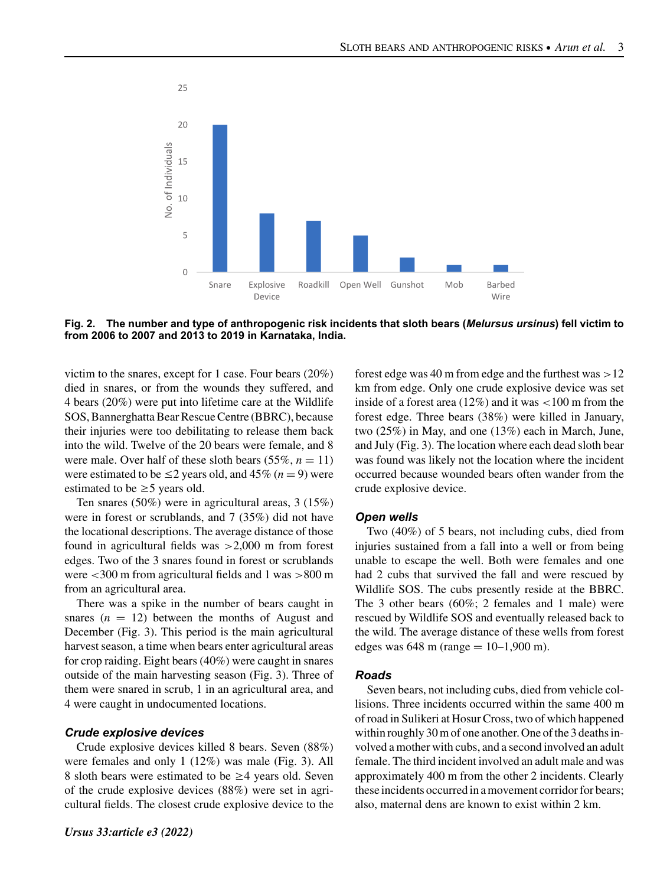Fig. 2. The number and type of anthropogenic risk incidents that sloth bears (*Melursus ursinus*) fell victim to from 2006 to 2007 and 2013 to 2019 in Karnataka, India.

victim to the snares, except for 1 case. Four bears (20%) died in snares, or from the wounds they suffered, and 4 bears (20%) were put into lifetime care at the Wildlife SOS, Bannerghatta Bear Rescue Centre (BBRC), because their injuries were too debilitating to release them back into the wild. Twelve of the 20 bears were female, and 8 were male. Over half of these sloth bears (55%, $n = 11$) were estimated to be ≤2 years old, and 45% ($n = 9$) were estimated to be ≥5 years old.

Ten snares (50%) were in agricultural areas, 3 (15%) were in forest or scrublands, and 7 (35%) did not have the locational descriptions. The average distance of those found in agricultural fields was >2,000 m from forest edges. Two of the 3 snares found in forest or scrublands were <300 m from agricultural fields and 1 was >800 m from an agricultural area.

There was a spike in the number of bears caught in snares ($n = 12$) between the months of August and December (Fig. 3). This period is the main agricultural harvest season, a time when bears enter agricultural areas for crop raiding. Eight bears (40%) were caught in snares outside of the main harvesting season (Fig. 3). Three of them were snared in scrub, 1 in an agricultural area, and 4 were caught in undocumented locations.

### *Crude explosive devices*

Crude explosive devices killed 8 bears. Seven (88%) were females and only 1 (12%) was male (Fig. 3). All 8 sloth bears were estimated to be ≥4 years old. Seven of the crude explosive devices (88%) were set in agricultural fields. The closest crude explosive device to the forest edge was 40 m from edge and the furthest was >12 km from edge. Only one crude explosive device was set inside of a forest area (12%) and it was <100 m from the forest edge. Three bears (38%) were killed in January, two (25%) in May, and one (13%) each in March, June, and July (Fig. 3). The location where each dead sloth bear was found was likely not the location where the incident occurred because wounded bears often wander from the crude explosive device.

### *Open wells*

Two (40%) of 5 bears, not including cubs, died from injuries sustained from a fall into a well or from being unable to escape the well. Both were females and one had 2 cubs that survived the fall and were rescued by Wildlife SOS. The cubs presently reside at the BBRC. The 3 other bears (60%; 2 females and 1 male) were rescued by Wildlife SOS and eventually released back to the wild. The average distance of these wells from forest edges was 648 m (range = 10–1,900 m).

### *Roads*

Seven bears, not including cubs, died from vehicle collisions. Three incidents occurred within the same 400 m of road in Sulikeri at Hosur Cross, two of which happened within roughly 30 m of one another. One of the 3 deaths involved a mother with cubs, and a second involved an adult female. The third incident involved an adult male and was approximately 400 m from the other 2 incidents. Clearly these incidents occurred in a movement corridor for bears; also, maternal dens are known to exist within 2 km.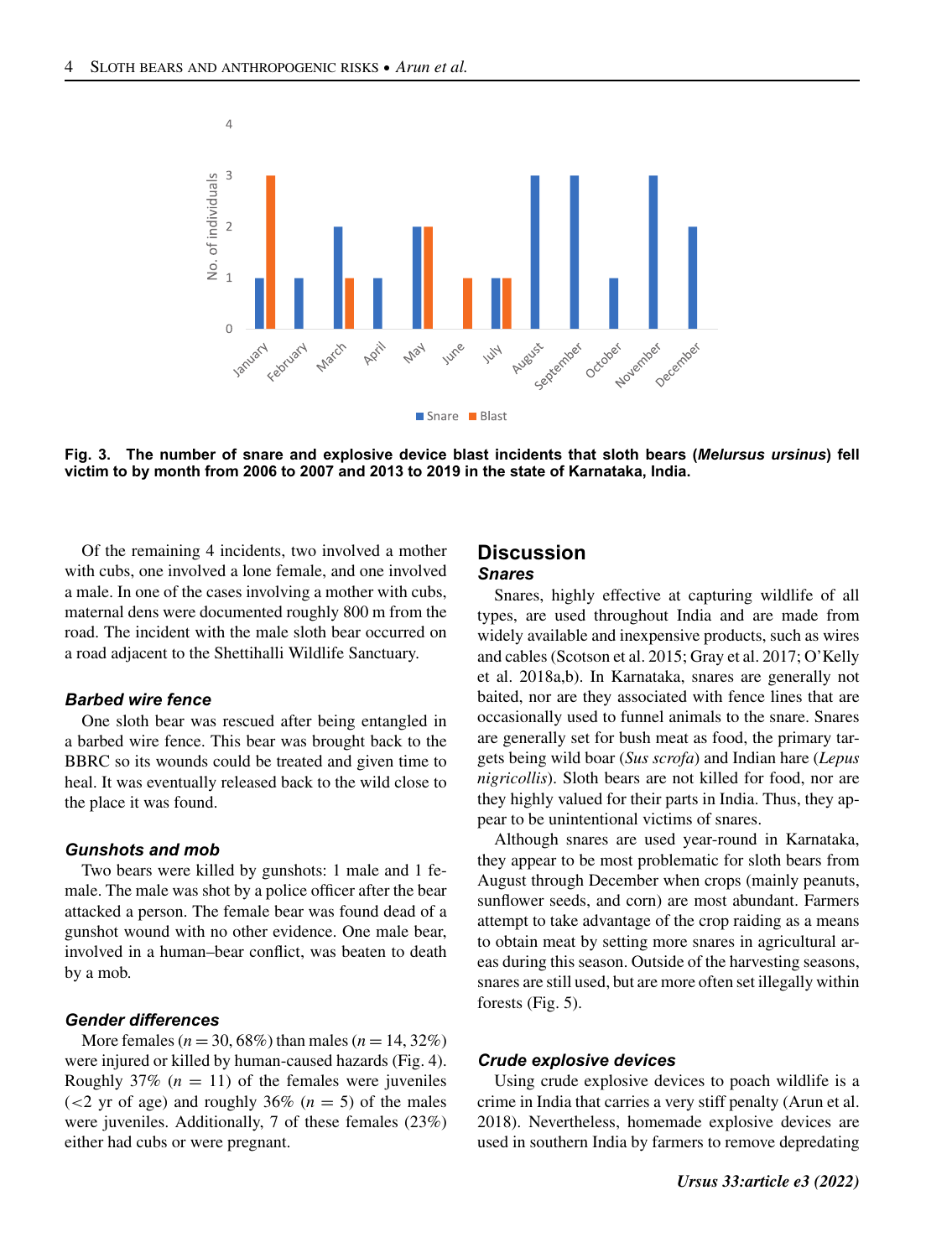**Fig. 3. The number of snare and explosive device blast incidents that sloth bears (*Melursus ursinus*) fell victim to by month from 2006 to 2007 and 2013 to 2019 in the state of Karnataka, India.**

Of the remaining 4 incidents, two involved a mother with cubs, one involved a lone female, and one involved a male. In one of the cases involving a mother with cubs, maternal dens were documented roughly 800 m from the road. The incident with the male sloth bear occurred on a road adjacent to the Shettihalli Wildlife Sanctuary.

### *Barbed wire fence*

One sloth bear was rescued after being entangled in a barbed wire fence. This bear was brought back to the BBRC so its wounds could be treated and given time to heal. It was eventually released back to the wild close to the place it was found.

### *Gunshots and mob*

Two bears were killed by gunshots: 1 male and 1 female. The male was shot by a police officer after the bear attacked a person. The female bear was found dead of a gunshot wound with no other evidence. One male bear, involved in a human–bear conflict, was beaten to death by a mob.

### *Gender differences*

More females ($n = 30$, 68%) than males ($n = 14$, 32%) were injured or killed by human-caused hazards (Fig. 4). Roughly 37% ($n = 11$) of the females were juveniles (<2 yr of age) and roughly 36% ($n = 5$) of the males were juveniles. Additionally, 7 of these females (23%) either had cubs or were pregnant.

## Discussion

### *Snares*

Snares, highly effective at capturing wildlife of all types, are used throughout India and are made from widely available and inexpensive products, such as wires and cables (Scotson et al. 2015; Gray et al. 2017; O'Kelly et al. 2018a,b). In Karnataka, snares are generally not baited, nor are they associated with fence lines that are occasionally used to funnel animals to the snare. Snares are generally set for bush meat as food, the primary targets being wild boar (*Sus scrofa*) and Indian hare (*Lepus nigricollis*). Sloth bears are not killed for food, nor are they highly valued for their parts in India. Thus, they appear to be unintentional victims of snares.

Although snares are used year-round in Karnataka, they appear to be most problematic for sloth bears from August through December when crops (mainly peanuts, sunflower seeds, and corn) are most abundant. Farmers attempt to take advantage of the crop raiding as a means to obtain meat by setting more snares in agricultural areas during this season. Outside of the harvesting seasons, snares are still used, but are more often set illegally within forests (Fig. 5).

### *Crude explosive devices*

Using crude explosive devices to poach wildlife is a crime in India that carries a very stiff penalty (Arun et al. 2018). Nevertheless, homemade explosive devices are used in southern India by farmers to remove depredating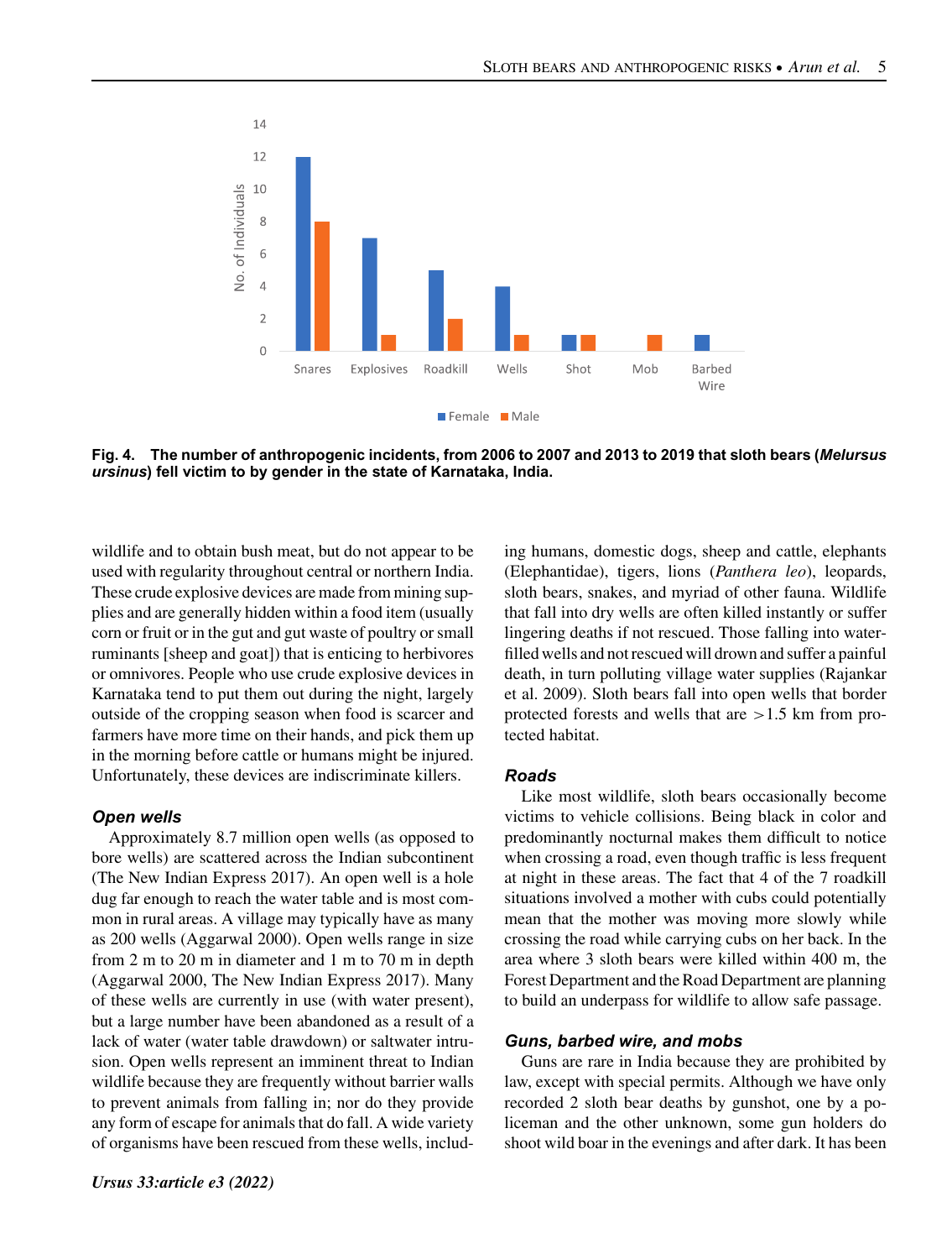Fig. 4. The number of anthropogenic incidents, from 2006 to 2007 and 2013 to 2019 that sloth bears (*Melursus ursinus*) fell victim to by gender in the state of Karnataka, India.

wildlife and to obtain bush meat, but do not appear to be used with regularity throughout central or northern India. These crude explosive devices are made from mining supplies and are generally hidden within a food item (usually corn or fruit or in the gut and gut waste of poultry or small ruminants [sheep and goat]) that is enticing to herbivores or omnivores. People who use crude explosive devices in Karnataka tend to put them out during the night, largely outside of the cropping season when food is scarcer and farmers have more time on their hands, and pick them up in the morning before cattle or humans might be injured. Unfortunately, these devices are indiscriminate killers.

### Open wells

Approximately 8.7 million open wells (as opposed to bore wells) are scattered across the Indian subcontinent (The New Indian Express 2017). An open well is a hole dug far enough to reach the water table and is most common in rural areas. A village may typically have as many as 200 wells (Aggarwal 2000). Open wells range in size from 2 m to 20 m in diameter and 1 m to 70 m in depth (Aggarwal 2000, The New Indian Express 2017). Many of these wells are currently in use (with water present), but a large number have been abandoned as a result of a lack of water (water table drawdown) or saltwater intrusion. Open wells represent an imminent threat to Indian wildlife because they are frequently without barrier walls to prevent animals from falling in; nor do they provide any form of escape for animals that do fall. A wide variety of organisms have been rescued from these wells, including humans, domestic dogs, sheep and cattle, elephants (Elephantidae), tigers, lions (*Panthera leo*), leopards, sloth bears, snakes, and myriad of other fauna. Wildlife that fall into dry wells are often killed instantly or suffer lingering deaths if not rescued. Those falling into water-filled wells and not rescued will drown and suffer a painful death, in turn polluting village water supplies (Rajankar et al. 2009). Sloth bears fall into open wells that border protected forests and wells that are >1.5 km from protected habitat.

### Roads

Like most wildlife, sloth bears occasionally become victims to vehicle collisions. Being black in color and predominantly nocturnal makes them difficult to notice when crossing a road, even though traffic is less frequent at night in these areas. The fact that 4 of the 7 roadkill situations involved a mother with cubs could potentially mean that the mother was moving more slowly while crossing the road while carrying cubs on her back. In the area where 3 sloth bears were killed within 400 m, the Forest Department and the Road Department are planning to build an underpass for wildlife to allow safe passage.

### Guns, barbed wire, and mobs

Guns are rare in India because they are prohibited by law, except with special permits. Although we have only recorded 2 sloth bear deaths by gunshot, one by a policeman and the other unknown, some gun holders do shoot wild boar in the evenings and after dark. It has been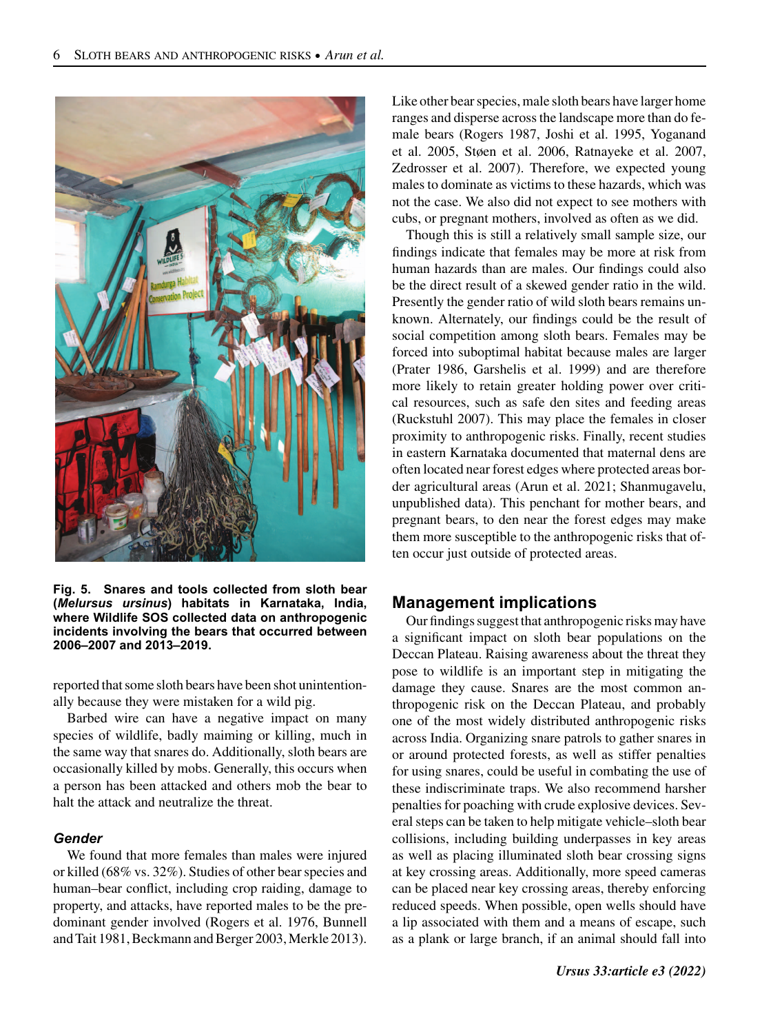Fig. 5. Snares and tools collected from sloth bear (*Melursus ursinus*) habitats in Karnataka, India, where Wildlife SOS collected data on anthropogenic incidents involving the bears that occurred between 2006–2007 and 2013–2019.

reported that some sloth bears have been shot unintentionally because they were mistaken for a wild pig.

Barbed wire can have a negative impact on many species of wildlife, badly maiming or killing, much in the same way that snares do. Additionally, sloth bears are occasionally killed by mobs. Generally, this occurs when a person has been attacked and others mob the bear to halt the attack and neutralize the threat.

### Gender

We found that more females than males were injured or killed (68% vs. 32%). Studies of other bear species and human–bear conflict, including crop raiding, damage to property, and attacks, have reported males to be the predominant gender involved (Rogers et al. 1976, Bunnell and Tait 1981, Beckmann and Berger 2003, Merkle 2013). Like other bear species, male sloth bears have larger home ranges and disperse across the landscape more than do female bears (Rogers 1987, Joshi et al. 1995, Yoganand et al. 2005, Støen et al. 2006, Ratnayeke et al. 2007, Zedrosser et al. 2007). Therefore, we expected young males to dominate as victims to these hazards, which was not the case. We also did not expect to see mothers with cubs, or pregnant mothers, involved as often as we did.

Though this is still a relatively small sample size, our findings indicate that females may be more at risk from human hazards than are males. Our findings could also be the direct result of a skewed gender ratio in the wild. Presently the gender ratio of wild sloth bears remains unknown. Alternately, our findings could be the result of social competition among sloth bears. Females may be forced into suboptimal habitat because males are larger (Prater 1986, Garshelis et al. 1999) and are therefore more likely to retain greater holding power over critical resources, such as safe den sites and feeding areas (Ruckstuhl 2007). This may place the females in closer proximity to anthropogenic risks. Finally, recent studies in eastern Karnataka documented that maternal dens are often located near forest edges where protected areas border agricultural areas (Arun et al. 2021; Shanmugavelu, unpublished data). This penchant for mother bears, and pregnant bears, to den near the forest edges may make them more susceptible to the anthropogenic risks that often occur just outside of protected areas.

## Management implications

Our findings suggest that anthropogenic risks may have a significant impact on sloth bear populations on the Deccan Plateau. Raising awareness about the threat they pose to wildlife is an important step in mitigating the damage they cause. Snares are the most common anthropogenic risk on the Deccan Plateau, and probably one of the most widely distributed anthropogenic risks across India. Organizing snare patrols to gather snares in or around protected forests, as well as stiffer penalties for using snares, could be useful in combating the use of these indiscriminate traps. We also recommend harsher penalties for poaching with crude explosive devices. Several steps can be taken to help mitigate vehicle–sloth bear collisions, including building underpasses in key areas as well as placing illuminated sloth bear crossing signs at key crossing areas. Additionally, more speed cameras can be placed near key crossing areas, thereby enforcing reduced speeds. When possible, open wells should have a lip associated with them and a means of escape, such as a plank or large branch, if an animal should fall into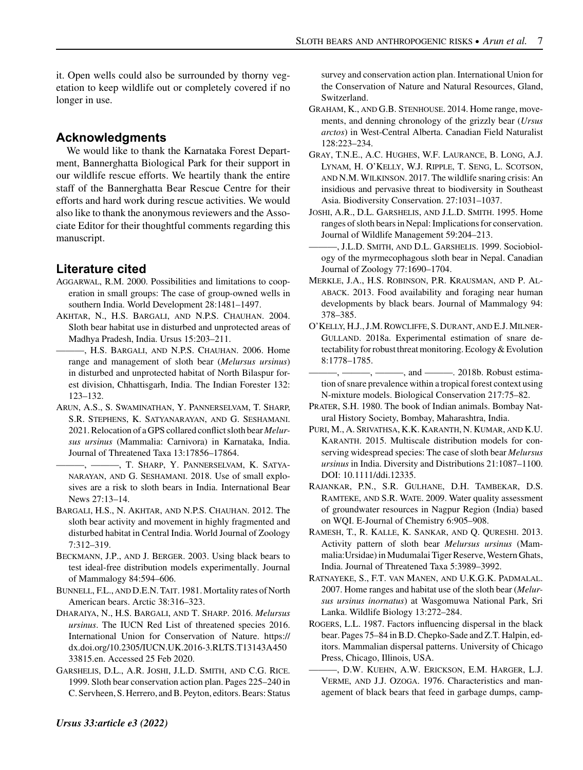it. Open wells could also be surrounded by thorny vegetation to keep wildlife out or completely covered if no longer in use.

## Acknowledgments

We would like to thank the Karnataka Forest Department, Bannerghatta Biological Park for their support in our wildlife rescue efforts. We heartily thank the entire staff of the Bannerghatta Bear Rescue Centre for their efforts and hard work during rescue activities. We would also like to thank the anonymous reviewers and the Associate Editor for their thoughtful comments regarding this manuscript.

## Literature cited

Aggarwal, R.M. 2000. Possibilities and limitations to cooperation in small groups: The case of group-owned wells in southern India. World Development 28:1481–1497.

Akhtar, N., H.S. Bargali, and N.P.S. Chauhan. 2004. Sloth bear habitat use in disturbed and unprotected areas of Madhya Pradesh, India. Ursus 15:203–211.

———, H.S. Bargali, and N.P.S. Chauhan. 2006. Home range and management of sloth bear (*Melursus ursinus*) in disturbed and unprotected habitat of North Bilaspur forest division, Chhattisgarh, India. The Indian Forester 132: 123–132.

Arun, A.S., S. Swaminathan, Y. Pannerselvam, T. Sharp, S.R. Stephens, K. Satyanarayan, and G. Seshamani. 2021. Relocation of a GPS collared conflict sloth bear *Melursus ursinus* (Mammalia: Carnivora) in Karnataka, India. Journal of Threatened Taxa 13:17856–17864.

———, ———, T. Sharp, Y. Pannerselvam, K. Satyanarayan, and G. Seshamani. 2018. Use of small explosives are a risk to sloth bears in India. International Bear News 27:13–14.

Bargali, H.S., N. Akhtar, and N.P.S. Chauhan. 2012. The sloth bear activity and movement in highly fragmented and disturbed habitat in Central India. World Journal of Zoology 7:312–319.

Beckmann, J.P., and J. Berger. 2003. Using black bears to test ideal-free distribution models experimentally. Journal of Mammalogy 84:594–606.

Bunnell, F.L., and D.E.N. Tait. 1981. Mortality rates of North American bears. Arctic 38:316–323.

Dharaiya, N., H.S. Bargali, and T. Sharp. 2016. *Melursus ursinus*. The IUCN Red List of threatened species 2016. International Union for Conservation of Nature. https://dx.doi.org/10.2305/IUCN.UK.2016-3.RLTS.T13143A45033815.en. Accessed 25 Feb 2020.

Garshelis, D.L., A.R. Joshi, J.L.D. Smith, and C.G. Rice. 1999. Sloth bear conservation action plan. Pages 225–240 in C. Servheen, S. Herrero, and B. Peyton, editors. Bears: Status survey and conservation action plan. International Union for the Conservation of Nature and Natural Resources, Gland, Switzerland.

Graham, K., and G.B. Stenhouse. 2014. Home range, movements, and denning chronology of the grizzly bear (*Ursus arctos*) in West-Central Alberta. Canadian Field Naturalist 128:223–234.

Gray, T.N.E., A.C. Hughes, W.F. Laurance, B. Long, A.J. Lynam, H. O'Kelly, W.J. Ripple, T. Seng, L. Scotson, and N.M. Wilkinson. 2017. The wildlife snaring crisis: An insidious and pervasive threat to biodiversity in Southeast Asia. Biodiversity Conservation. 27:1031–1037.

Joshi, A.R., D.L. Garshelis, and J.L.D. Smith. 1995. Home ranges of sloth bears in Nepal: Implications for conservation. Journal of Wildlife Management 59:204–213.

———, J.L.D. Smith, and D.L. Garshelis. 1999. Sociobiology of the myrmecophagous sloth bear in Nepal. Canadian Journal of Zoology 77:1690–1704.

Merkle, J.A., H.S. Robinson, P.R. Krausman, and P. Alaback. 2013. Food availability and foraging near human developments by black bears. Journal of Mammalogy 94: 378–385.

O'Kelly, H.J., J.M. Rowcliffe, S. Durant, and E.J. Milner-Gulland. 2018a. Experimental estimation of snare detectability for robust threat monitoring. Ecology & Evolution 8:1778–1785.

———, ———, ———, and ———. 2018b. Robust estimation of snare prevalence within a tropical forest context using N-mixture models. Biological Conservation 217:75–82.

Prater, S.H. 1980. The book of Indian animals. Bombay Natural History Society, Bombay, Maharashtra, India.

Puri, M., A. Srivathsa, K.K. Karanth, N. Kumar, and K.U. Karanth. 2015. Multiscale distribution models for conserving widespread species: The case of sloth bear *Melursus ursinus* in India. Diversity and Distributions 21:1087–1100. DOI: 10.1111/ddi.12335.

Rajankar, P.N., S.R. Gulhane, D.H. Tambekar, D.S. Ramteke, and S.R. Wate. 2009. Water quality assessment of groundwater resources in Nagpur Region (India) based on WQI. E-Journal of Chemistry 6:905–908.

Ramesh, T., R. Kalle, K. Sankar, and Q. Qureshi. 2013. Activity pattern of sloth bear *Melursus ursinus* (Mammalia:Ursidae) in Mudumalai Tiger Reserve, Western Ghats, India. Journal of Threatened Taxa 5:3989–3992.

Ratnayeke, S., F.T. van Manen, and U.K.G.K. Padmalal. 2007. Home ranges and habitat use of the sloth bear (*Melursus ursinus inornatus*) at Wasgomuwa National Park, Sri Lanka. Wildlife Biology 13:272–284.

Rogers, L.L. 1987. Factors influencing dispersal in the black bear. Pages 75–84 in B.D. Chepko-Sade and Z.T. Halpin, editors. Mammalian dispersal patterns. University of Chicago Press, Chicago, Illinois, USA.

———, D.W. Kuehn, A.W. Erickson, E.M. Harger, L.J. Verme, and J.J. Ozoga. 1976. Characteristics and management of black bears that feed in garbage dumps, camp-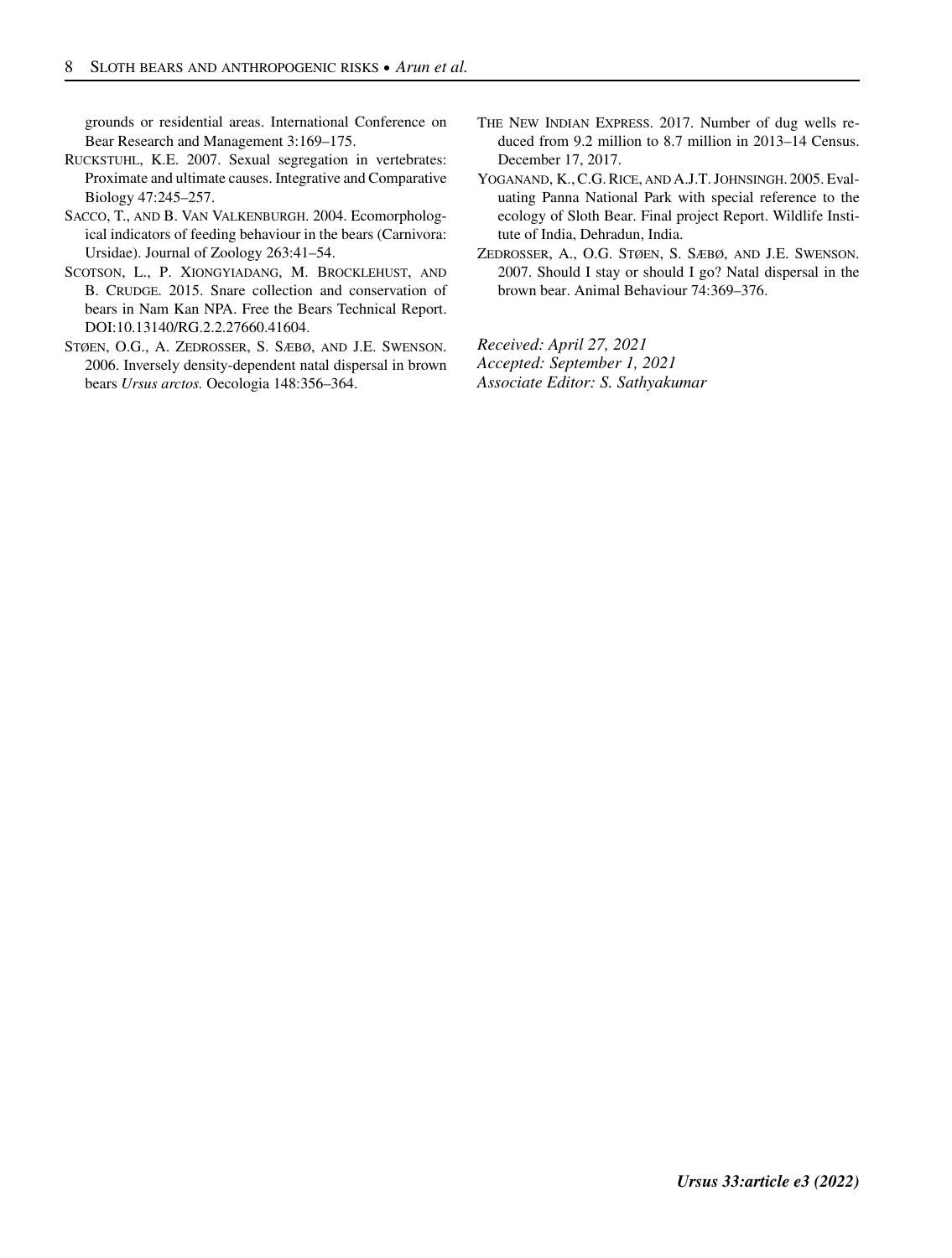grounds or residential areas. International Conference on Bear Research and Management 3:169–175.

RUCKSTUHL, K.E. 2007. Sexual segregation in vertebrates: Proximate and ultimate causes. Integrative and Comparative Biology 47:245–257.

SACCO, T., AND B. VAN VALKENBURGH. 2004. Ecomorphological indicators of feeding behaviour in the bears (Carnivora: Ursidae). Journal of Zoology 263:41–54.

SCOTSON, L., P. XIONGYIADANG, M. BROCKLEHUST, AND B. CRUDGE. 2015. Snare collection and conservation of bears in Nam Kan NPA. Free the Bears Technical Report. DOI:10.13140/RG.2.2.27660.41604.

STØEN, O.G., A. ZEDROSSER, S. SÆBØ, AND J.E. SWENSON. 2006. Inversely density-dependent natal dispersal in brown bears *Ursus arctos*. Oecologia 148:356–364.

THE NEW INDIAN EXPRESS. 2017. Number of dug wells reduced from 9.2 million to 8.7 million in 2013–14 Census. December 17, 2017.

YOGANAND, K., C.G. RICE, AND A.J.T. JOHNSINGH. 2005. Evaluating Panna National Park with special reference to the ecology of Sloth Bear. Final project Report. Wildlife Institute of India, Dehradun, India.

ZEDROSSER, A., O.G. STØEN, S. SÆBØ, AND J.E. SWENSON. 2007. Should I stay or should I go? Natal dispersal in the brown bear. Animal Behaviour 74:369–376.

*Received: April 27, 2021*
*Accepted: September 1, 2021*
*Associate Editor: S. Sathyakumar*